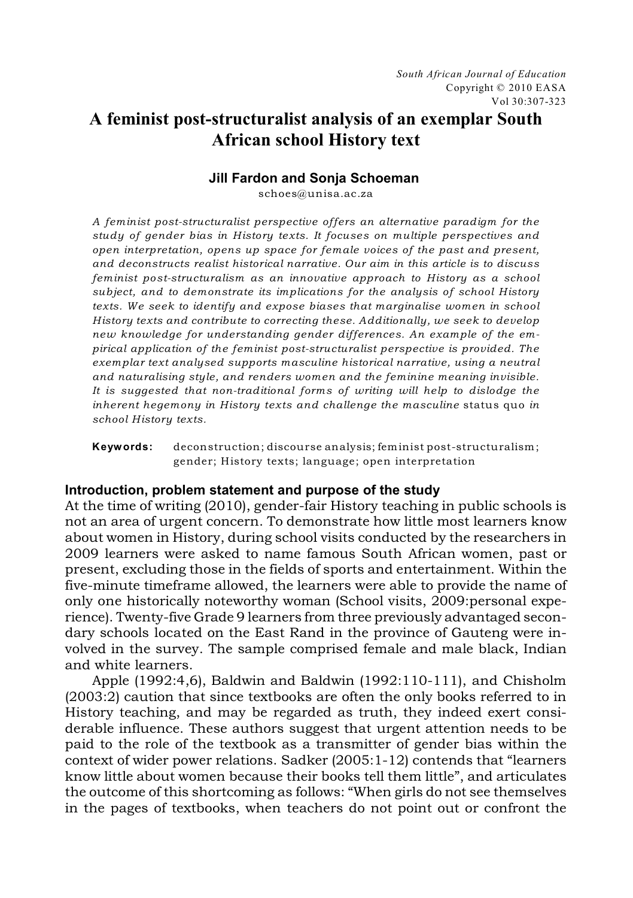# A feminist post-structuralist analysis of an exemplar South African school History text

**Jill Fardon and Sonja Schoeman**

schoes@unisa.ac.za

*A feminist post-structuralist perspective offers an alternative paradigm for the study of gender bias in History texts. It focuses on multiple perspectives and open interpretation, opens up space for female voices of the past and present, and deconstructs realist historical narrative. Our aim in this article is to discuss feminist post-structuralism as an innovative approach to History as a school subject, and to demonstrate its implications for the analysis of school History texts. We seek to identify and expose biases that marginalise women in school History texts and contribute to correcting these. Additionally, we seek to develop new knowledge for understanding gender differences. An example of the empirical application of the feminist post-structuralist perspective is provided. The exemplar text analysed supports masculine historical narrative, using a neutral and naturalising style, and renders women and the feminine meaning invisible. It is suggested that non-traditional forms of writing will help to dislodge the inherent hegemony in History texts and challenge the masculine* status quo *in school History texts.*

**Keywords:** deconstruction; discourse analysis; feminist post-structuralism; gender; History texts; language; open interpretation

## Introduction, problem statement and purpose of the study

At the time of writing (2010), gender-fair History teaching in public schools is not an area of urgent concern. To demonstrate how little most learners know about women in History, during school visits conducted by the researchers in 2009 learners were asked to name famous South African women, past or present, excluding those in the fields of sports and entertainment. Within the five-minute timeframe allowed, the learners were able to provide the name of only one historically noteworthy woman (School visits, 2009:personal experience). Twenty-five Grade 9 learners from three previously advantaged secondary schools located on the East Rand in the province of Gauteng were involved in the survey. The sample comprised female and male black, Indian and white learners.

Apple (1992:4,6), Baldwin and Baldwin (1992:110-111), and Chisholm (2003:2) caution that since textbooks are often the only books referred to in History teaching, and may be regarded as truth, they indeed exert considerable influence. These authors suggest that urgent attention needs to be paid to the role of the textbook as a transmitter of gender bias within the context of wider power relations. Sadker (2005:1-12) contends that "learners know little about women because their books tell them little", and articulates the outcome of this shortcoming as follows: "When girls do not see themselves in the pages of textbooks, when teachers do not point out or confront the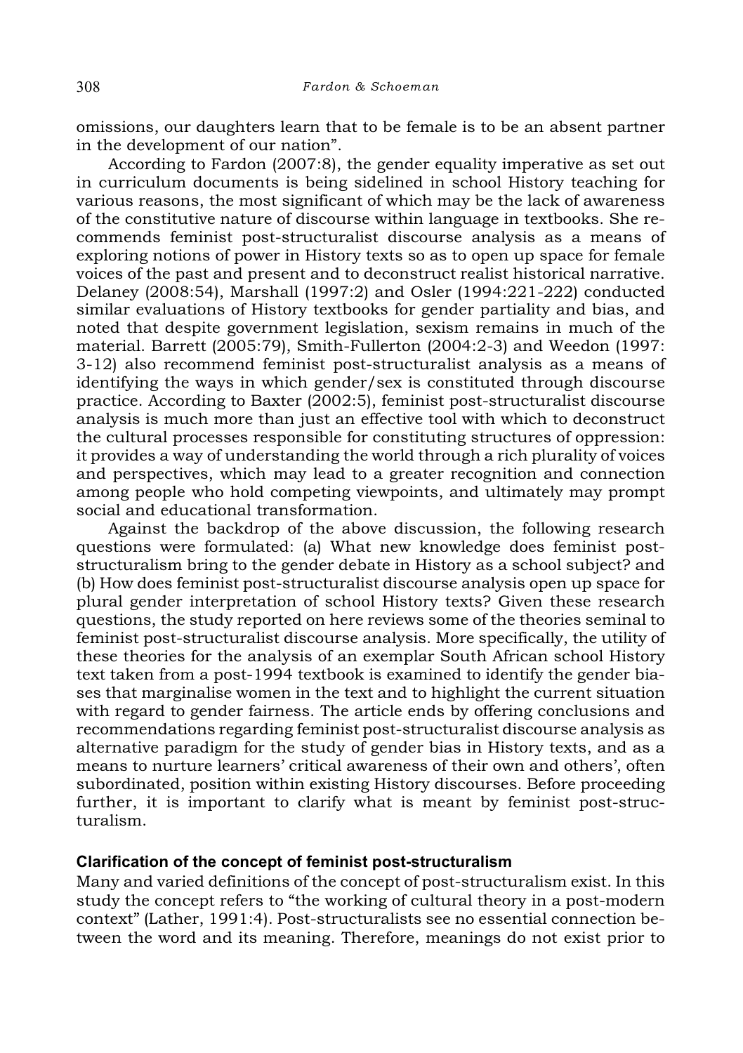omissions, our daughters learn that to be female is to be an absent partner in the development of our nation".

According to Fardon (2007:8), the gender equality imperative as set out in curriculum documents is being sidelined in school History teaching for various reasons, the most significant of which may be the lack of awareness of the constitutive nature of discourse within language in textbooks. She recommends feminist post-structuralist discourse analysis as a means of exploring notions of power in History texts so as to open up space for female voices of the past and present and to deconstruct realist historical narrative. Delaney (2008:54), Marshall (1997:2) and Osler (1994:221-222) conducted similar evaluations of History textbooks for gender partiality and bias, and noted that despite government legislation, sexism remains in much of the material. Barrett (2005:79), Smith-Fullerton (2004:2-3) and Weedon (1997: 3-12) also recommend feminist post-structuralist analysis as a means of identifying the ways in which gender/sex is constituted through discourse practice. According to Baxter (2002:5), feminist post-structuralist discourse analysis is much more than just an effective tool with which to deconstruct the cultural processes responsible for constituting structures of oppression: it provides a way of understanding the world through a rich plurality of voices and perspectives, which may lead to a greater recognition and connection among people who hold competing viewpoints, and ultimately may prompt social and educational transformation.

Against the backdrop of the above discussion, the following research questions were formulated: (a) What new knowledge does feminist post-structuralism bring to the gender debate in History as a school subject? and (b) How does feminist post-structuralist discourse analysis open up space for plural gender interpretation of school History texts? Given these research questions, the study reported on here reviews some of the theories seminal to feminist post-structuralist discourse analysis. More specifically, the utility of these theories for the analysis of an exemplar South African school History text taken from a post-1994 textbook is examined to identify the gender biases that marginalise women in the text and to highlight the current situation with regard to gender fairness. The article ends by offering conclusions and recommendations regarding feminist post-structuralist discourse analysis as alternative paradigm for the study of gender bias in History texts, and as a means to nurture learners' critical awareness of their own and others', often subordinated, position within existing History discourses. Before proceeding further, it is important to clarify what is meant by feminist post-structuralism.

## Clarification of the concept of feminist post-structuralism

Many and varied definitions of the concept of post-structuralism exist. In this study the concept refers to "the working of cultural theory in a post-modern context" (Lather, 1991:4). Post-structuralists see no essential connection between the word and its meaning. Therefore, meanings do not exist prior to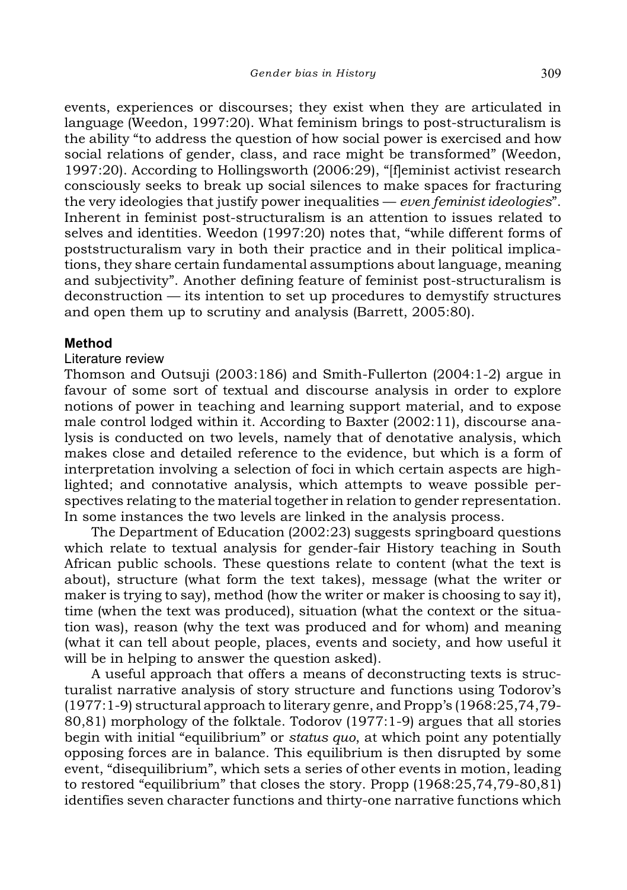events, experiences or discourses; they exist when they are articulated in language (Weedon, 1997:20). What feminism brings to post-structuralism is the ability "to address the question of how social power is exercised and how social relations of gender, class, and race might be transformed" (Weedon, 1997:20). According to Hollingsworth (2006:29), "[f]eminist activist research consciously seeks to break up social silences to make spaces for fracturing the very ideologies that justify power inequalities — *even feminist ideologies*". Inherent in feminist post-structuralism is an attention to issues related to selves and identities. Weedon (1997:20) notes that, "while different forms of poststructuralism vary in both their practice and in their political implications, they share certain fundamental assumptions about language, meaning and subjectivity". Another defining feature of feminist post-structuralism is deconstruction — its intention to set up procedures to demystify structures and open them up to scrutiny and analysis (Barrett, 2005:80).

## Method

### Literature review

Thomson and Outsuji (2003:186) and Smith-Fullerton (2004:1-2) argue in favour of some sort of textual and discourse analysis in order to explore notions of power in teaching and learning support material, and to expose male control lodged within it. According to Baxter (2002:11), discourse analysis is conducted on two levels, namely that of denotative analysis, which makes close and detailed reference to the evidence, but which is a form of interpretation involving a selection of foci in which certain aspects are highlighted; and connotative analysis, which attempts to weave possible perspectives relating to the material together in relation to gender representation. In some instances the two levels are linked in the analysis process.

The Department of Education (2002:23) suggests springboard questions which relate to textual analysis for gender-fair History teaching in South African public schools. These questions relate to content (what the text is about), structure (what form the text takes), message (what the writer or maker is trying to say), method (how the writer or maker is choosing to say it), time (when the text was produced), situation (what the context or the situation was), reason (why the text was produced and for whom) and meaning (what it can tell about people, places, events and society, and how useful it will be in helping to answer the question asked).

A useful approach that offers a means of deconstructing texts is structuralist narrative analysis of story structure and functions using Todorov's (1977:1-9) structural approach to literary genre, and Propp's (1968:25,74,79-80,81) morphology of the folktale. Todorov (1977:1-9) argues that all stories begin with initial "equilibrium" or *status quo*, at which point any potentially opposing forces are in balance. This equilibrium is then disrupted by some event, "disequilibrium", which sets a series of other events in motion, leading to restored "equilibrium" that closes the story. Propp (1968:25,74,79-80,81) identifies seven character functions and thirty-one narrative functions which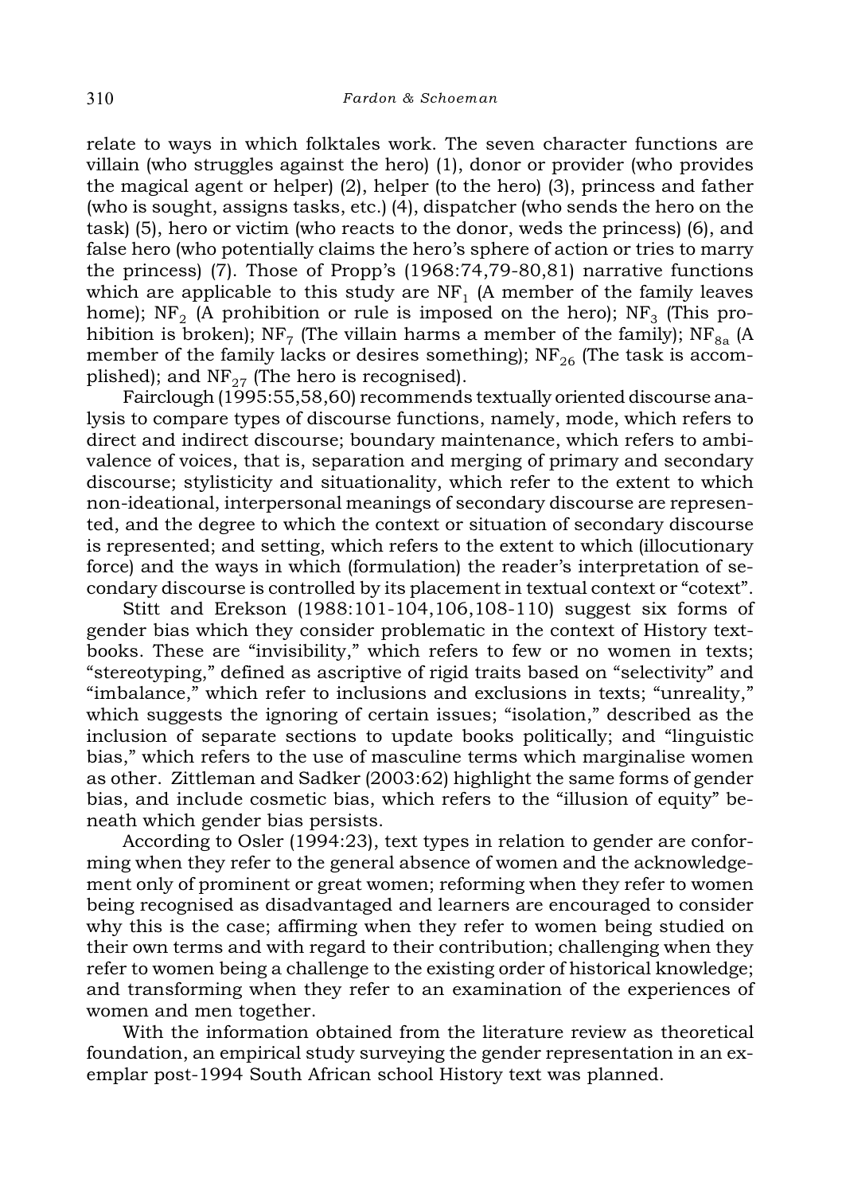relate to ways in which folktales work. The seven character functions are villain (who struggles against the hero) (1), donor or provider (who provides the magical agent or helper) (2), helper (to the hero) (3), princess and father (who is sought, assigns tasks, etc.) (4), dispatcher (who sends the hero on the task) (5), hero or victim (who reacts to the donor, weds the princess) (6), and false hero (who potentially claims the hero's sphere of action or tries to marry the princess) (7). Those of Propp's (1968:74,79-80,81) narrative functions which are applicable to this study are $NF_1$ (A member of the family leaves home); $NF_2$ (A prohibition or rule is imposed on the hero); $NF_3$ (This prohibition is broken); $NF_7$ (The villain harms a member of the family); $NF_{8a}$ (A member of the family lacks or desires something); $NF_{26}$ (The task is accomplished); and $NF_{27}$ (The hero is recognised).

Fairclough (1995:55,58,60) recommends textually oriented discourse analysis to compare types of discourse functions, namely, mode, which refers to direct and indirect discourse; boundary maintenance, which refers to ambivalence of voices, that is, separation and merging of primary and secondary discourse; stylisticity and situationality, which refer to the extent to which non-ideational, interpersonal meanings of secondary discourse are represented, and the degree to which the context or situation of secondary discourse is represented; and setting, which refers to the extent to which (illocutionary force) and the ways in which (formulation) the reader's interpretation of secondary discourse is controlled by its placement in textual context or "cotext".

Stitt and Erekson (1988:101-104,106,108-110) suggest six forms of gender bias which they consider problematic in the context of History textbooks. These are "invisibility," which refers to few or no women in texts; "stereotyping," defined as ascriptive of rigid traits based on "selectivity" and "imbalance," which refer to inclusions and exclusions in texts; "unreality," which suggests the ignoring of certain issues; "isolation," described as the inclusion of separate sections to update books politically; and "linguistic bias," which refers to the use of masculine terms which marginalise women as other. Zittleman and Sadker (2003:62) highlight the same forms of gender bias, and include cosmetic bias, which refers to the "illusion of equity" beneath which gender bias persists.

According to Osler (1994:23), text types in relation to gender are conforming when they refer to the general absence of women and the acknowledgement only of prominent or great women; reforming when they refer to women being recognised as disadvantaged and learners are encouraged to consider why this is the case; affirming when they refer to women being studied on their own terms and with regard to their contribution; challenging when they refer to women being a challenge to the existing order of historical knowledge; and transforming when they refer to an examination of the experiences of women and men together.

With the information obtained from the literature review as theoretical foundation, an empirical study surveying the gender representation in an exemplar post-1994 South African school History text was planned.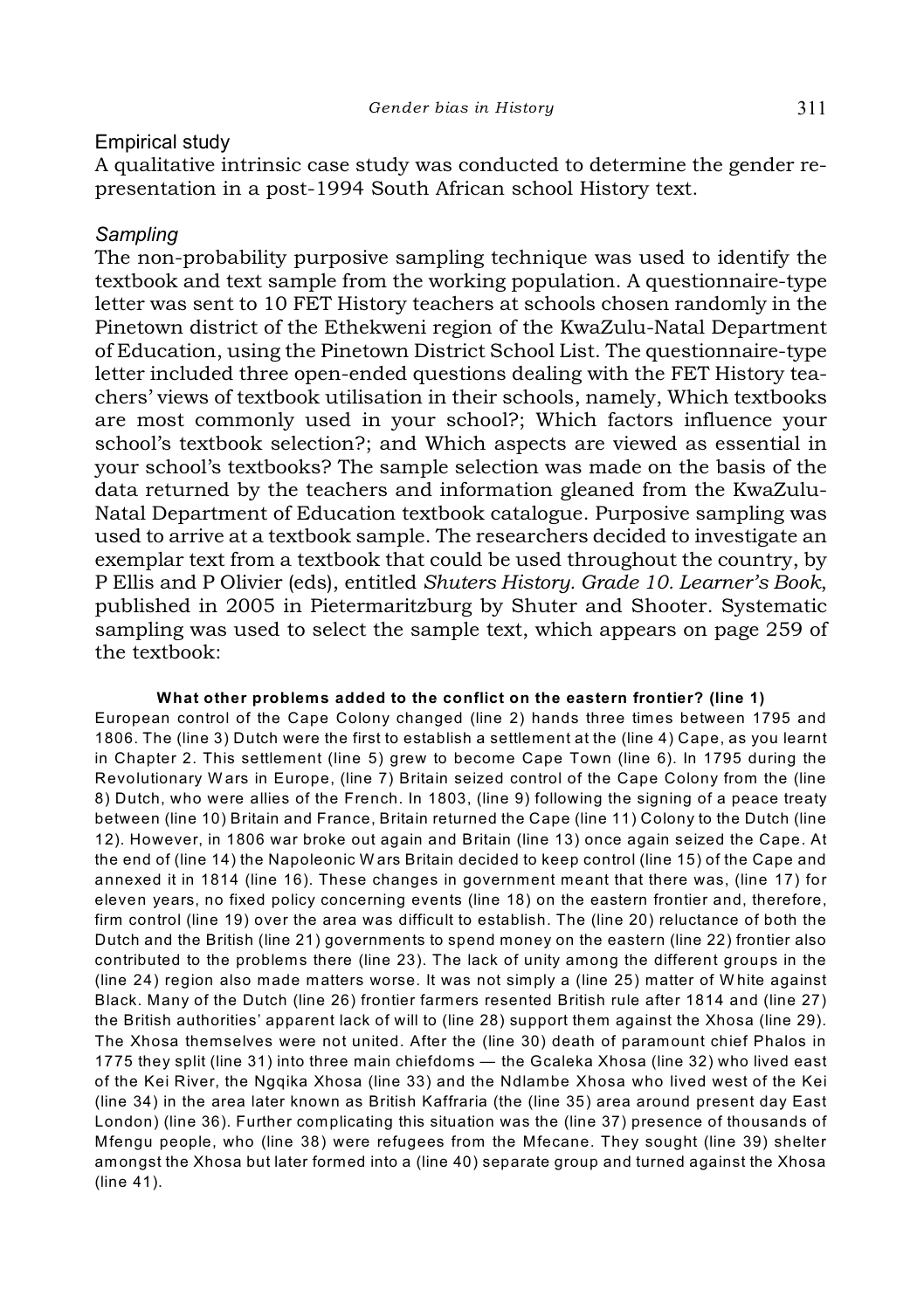## Empirical study

A qualitative intrinsic case study was conducted to determine the gender representation in a post-1994 South African school History text.

### *Sampling*

The non-probability purposive sampling technique was used to identify the textbook and text sample from the working population. A questionnaire-type letter was sent to 10 FET History teachers at schools chosen randomly in the Pinetown district of the Ethekweni region of the KwaZulu-Natal Department of Education, using the Pinetown District School List. The questionnaire-type letter included three open-ended questions dealing with the FET History teachers' views of textbook utilisation in their schools, namely, Which textbooks are most commonly used in your school?; Which factors influence your school's textbook selection?; and Which aspects are viewed as essential in your school's textbooks? The sample selection was made on the basis of the data returned by the teachers and information gleaned from the KwaZulu-Natal Department of Education textbook catalogue. Purposive sampling was used to arrive at a textbook sample. The researchers decided to investigate an exemplar text from a textbook that could be used throughout the country, by P Ellis and P Olivier (eds), entitled *Shuters History. Grade 10. Learner's Book*, published in 2005 in Pietermaritzburg by Shuter and Shooter. Systematic sampling was used to select the sample text, which appears on page 259 of the textbook:

**What other problems added to the conflict on the eastern frontier? (line 1)**

European control of the Cape Colony changed (line 2) hands three times between 1795 and 1806. The (line 3) Dutch were the first to establish a settlement at the (line 4) Cape, as you learnt in Chapter 2. This settlement (line 5) grew to become Cape Town (line 6). In 1795 during the Revolutionary Wars in Europe, (line 7) Britain seized control of the Cape Colony from the (line 8) Dutch, who were allies of the French. In 1803, (line 9) following the signing of a peace treaty between (line 10) Britain and France, Britain returned the Cape (line 11) Colony to the Dutch (line 12). However, in 1806 war broke out again and Britain (line 13) once again seized the Cape. At the end of (line 14) the Napoleonic Wars Britain decided to keep control (line 15) of the Cape and annexed it in 1814 (line 16). These changes in government meant that there was, (line 17) for eleven years, no fixed policy concerning events (line 18) on the eastern frontier and, therefore, firm control (line 19) over the area was difficult to establish. The (line 20) reluctance of both the Dutch and the British (line 21) governments to spend money on the eastern (line 22) frontier also contributed to the problems there (line 23). The lack of unity among the different groups in the (line 24) region also made matters worse. It was not simply a (line 25) matter of White against Black. Many of the Dutch (line 26) frontier farmers resented British rule after 1814 and (line 27) the British authorities' apparent lack of will to (line 28) support them against the Xhosa (line 29). The Xhosa themselves were not united. After the (line 30) death of paramount chief Phalos in 1775 they split (line 31) into three main chiefdoms — the Gcaleka Xhosa (line 32) who lived east of the Kei River, the Ngqika Xhosa (line 33) and the Ndlambe Xhosa who lived west of the Kei (line 34) in the area later known as British Kaffraria (the (line 35) area around present day East London) (line 36). Further complicating this situation was the (line 37) presence of thousands of Mfengu people, who (line 38) were refugees from the Mfecane. They sought (line 39) shelter amongst the Xhosa but later formed into a (line 40) separate group and turned against the Xhosa (line 41).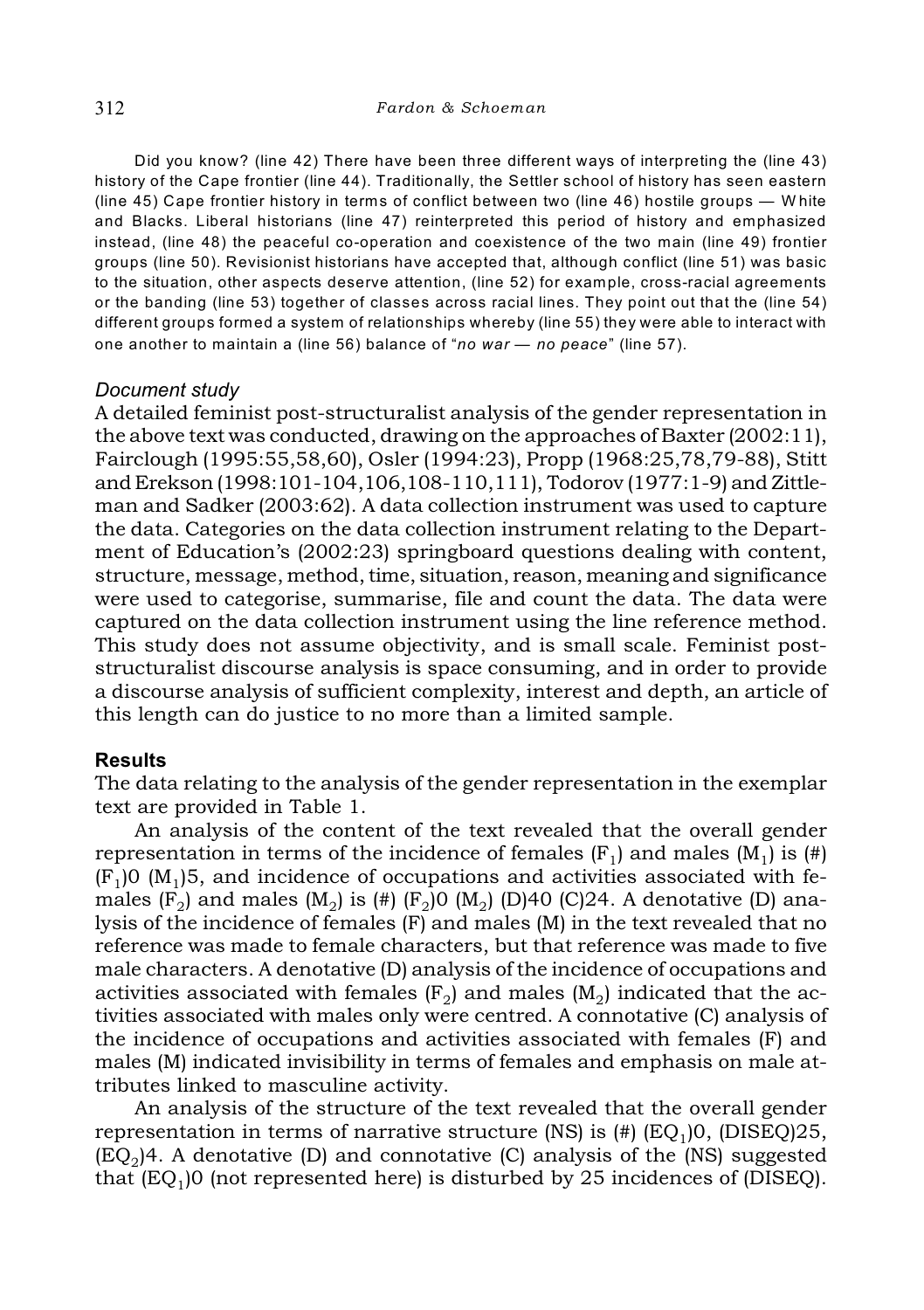Did you know? (line 42) There have been three different ways of interpreting the (line 43) history of the Cape frontier (line 44). Traditionally, the Settler school of history has seen eastern (line 45) Cape frontier history in terms of conflict between two (line 46) hostile groups — White and Blacks. Liberal historians (line 47) reinterpreted this period of history and emphasized instead, (line 48) the peaceful co-operation and coexistence of the two main (line 49) frontier groups (line 50). Revisionist historians have accepted that, although conflict (line 51) was basic to the situation, other aspects deserve attention, (line 52) for example, cross-racial agreements or the banding (line 53) together of classes across racial lines. They point out that the (line 54) different groups formed a system of relationships whereby (line 55) they were able to interact with one another to maintain a (line 56) balance of "*no war — no peace*" (line 57).

### *Document study*

A detailed feminist post-structuralist analysis of the gender representation in the above text was conducted, drawing on the approaches of Baxter (2002:11), Fairclough (1995:55,58,60), Osler (1994:23), Propp (1968:25,78,79-88), Stitt and Erekson (1998:101-104,106,108-110,111), Todorov (1977:1-9) and Zittleman and Sadker (2003:62). A data collection instrument was used to capture the data. Categories on the data collection instrument relating to the Department of Education's (2002:23) springboard questions dealing with content, structure, message, method, time, situation, reason, meaning and significance were used to categorise, summarise, file and count the data. The data were captured on the data collection instrument using the line reference method. This study does not assume objectivity, and is small scale. Feminist post-structuralist discourse analysis is space consuming, and in order to provide a discourse analysis of sufficient complexity, interest and depth, an article of this length can do justice to no more than a limited sample.

## Results

The data relating to the analysis of the gender representation in the exemplar text are provided in Table 1.

An analysis of the content of the text revealed that the overall gender representation in terms of the incidence of females ($F_1$) and males ($M_1$) is (#) ($F_1$)0 ($M_1$)5, and incidence of occupations and activities associated with females ($F_2$) and males ($M_2$) is (#) ($F_2$)0 ($M_2$) (D)40 (C)24. A denotative (D) analysis of the incidence of females (F) and males (M) in the text revealed that no reference was made to female characters, but that reference was made to five male characters. A denotative (D) analysis of the incidence of occupations and activities associated with females ($F_2$) and males ($M_2$) indicated that the activities associated with males only were centred. A connotative (C) analysis of the incidence of occupations and activities associated with females (F) and males (M) indicated invisibility in terms of females and emphasis on male attributes linked to masculine activity.

An analysis of the structure of the text revealed that the overall gender representation in terms of narrative structure (NS) is (#) ($EQ_1$)0, (DISEQ)25, ($EQ_2$)4. A denotative (D) and connotative (C) analysis of the (NS) suggested that ($EQ_1$)0 (not represented here) is disturbed by 25 incidences of (DISEQ).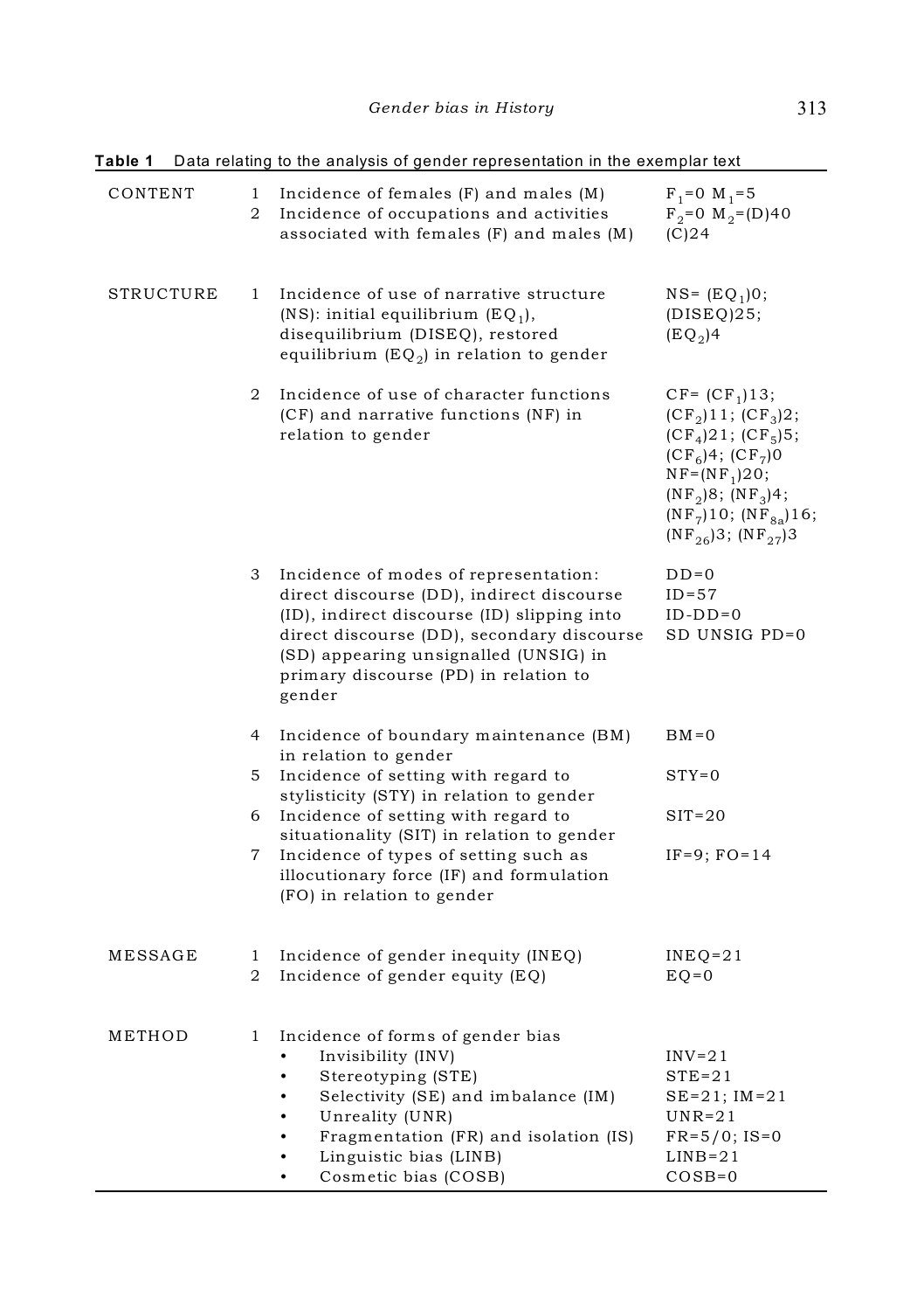**Table 1** Data relating to the analysis of gender representation in the exemplar text

| | | | |
|---|---|---|---|
| CONTENT | 1 | Incidence of females (F) and males (M) | $F_1$=0 $M_1$=5 |
| | 2 | Incidence of occupations and activities associated with females (F) and males (M) | $F_2$=0 $M_2$=(D)40 (C)24 |
| STRUCTURE | 1 | Incidence of use of narrative structure (NS): initial equilibrium ($EQ_1$), disequilibrium (DISEQ), restored equilibrium ($EQ_2$) in relation to gender | NS= ($EQ_1$)0; (DISEQ)25; ($EQ_2$)4 |
| | 2 | Incidence of use of character functions (CF) and narrative functions (NF) in relation to gender | CF= ($CF_1$)13; ($CF_2$)11; ($CF_3$)2; ($CF_4$)21; ($CF_5$)5; ($CF_6$)4; ($CF_7$)0 NF=($NF_1$)20; ($NF_2$)8; ($NF_3$)4; ($NF_7$)10; ($NF_{8a}$)16; ($NF_{26}$)3; ($NF_{27}$)3 |
| | 3 | Incidence of modes of representation: direct discourse (DD), indirect discourse (ID), indirect discourse (ID) slipping into direct discourse (DD), secondary discourse (SD) appearing unsignalled (UNSIG) in primary discourse (PD) in relation to gender | DD=0 ID=57 ID-DD=0 SD UNSIG PD=0 |
| | 4 | Incidence of boundary maintenance (BM) in relation to gender | BM=0 |
| | 5 | Incidence of setting with regard to stylisticity (STY) in relation to gender | STY=0 |
| | 6 | Incidence of setting with regard to situationality (SIT) in relation to gender | SIT=20 |
| | 7 | Incidence of types of setting such as illocutionary force (IF) and formulation (FO) in relation to gender | IF=9; FO=14 |
| MESSAGE | 1 | Incidence of gender inequity (INEQ) | INEQ=21 |
| | 2 | Incidence of gender equity (EQ) | EQ=0 |
| METHOD | 1 | Incidence of forms of gender bias | |
| | | • Invisibility (INV) | INV=21 |
| | | • Stereotyping (STE) | STE=21 |
| | | • Selectivity (SE) and imbalance (IM) | SE=21; IM=21 |
| | | • Unreality (UNR) | UNR=21 |
| | | • Fragmentation (FR) and isolation (IS) | FR=5/0; IS=0 |
| | | • Linguistic bias (LINB) | LINB=21 |
| | | • Cosmetic bias (COSB) | COSB=0 |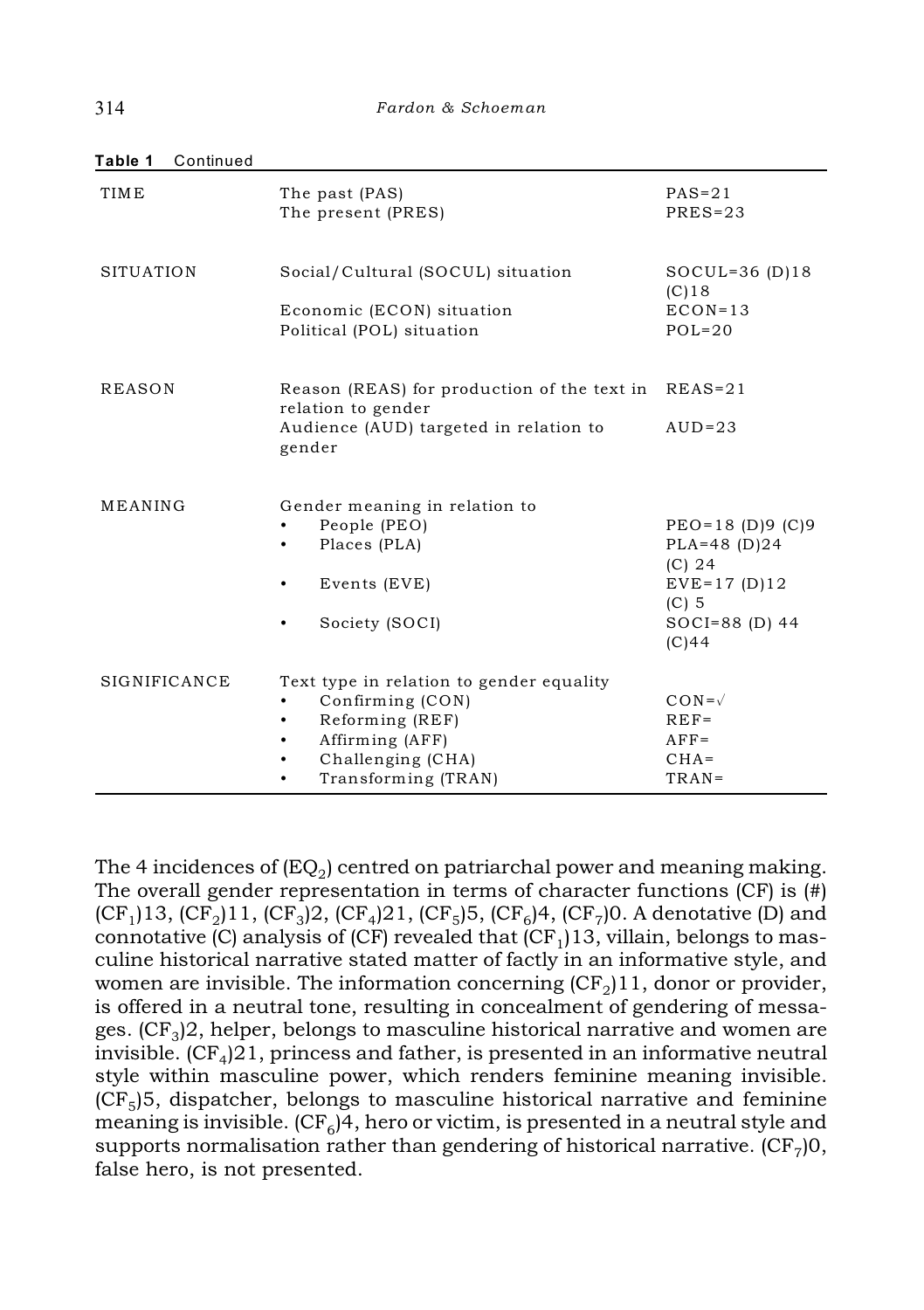**Table 1** Continued

| | | |
|---|---|---|
| TIME | The past (PAS)<br>The present (PRES) | PAS=21<br>PRES=23 |
| SITUATION | Social/Cultural (SOCUL) situation<br>Economic (ECON) situation<br>Political (POL) situation | SOCUL=36 (D)18 (C)18<br>ECON=13<br>POL=20 |
| REASON | Reason (REAS) for production of the text in relation to gender<br>Audience (AUD) targeted in relation to gender | REAS=21<br>AUD=23 |
| MEANING | Gender meaning in relation to<br>• People (PEO)<br>• Places (PLA)<br>• Events (EVE)<br>• Society (SOCI) | <br>PEO=18 (D)9 (C)9<br>PLA=48 (D)24 (C) 24<br>EVE=17 (D)12 (C) 5<br>SOCI=88 (D) 44 (C)44 |
| SIGNIFICANCE | Text type in relation to gender equality<br>• Confirming (CON)<br>• Reforming (REF)<br>• Affirming (AFF)<br>• Challenging (CHA)<br>• Transforming (TRAN) | <br>CON=√<br>REF=<br>AFF=<br>CHA=<br>TRAN= |

The 4 incidences of ($EQ_2$) centred on patriarchal power and meaning making. The overall gender representation in terms of character functions (CF) is (#) ($CF_1$)13, ($CF_2$)11, ($CF_3$)2, ($CF_4$)21, ($CF_5$)5, ($CF_6$)4, ($CF_7$)0. A denotative (D) and connotative (C) analysis of (CF) revealed that ($CF_1$)13, villain, belongs to masculine historical narrative stated matter of factly in an informative style, and women are invisible. The information concerning ($CF_2$)11, donor or provider, is offered in a neutral tone, resulting in concealment of gendering of messages. ($CF_3$)2, helper, belongs to masculine historical narrative and women are invisible. ($CF_4$)21, princess and father, is presented in an informative neutral style within masculine power, which renders feminine meaning invisible. ($CF_5$)5, dispatcher, belongs to masculine historical narrative and feminine meaning is invisible. ($CF_6$)4, hero or victim, is presented in a neutral style and supports normalisation rather than gendering of historical narrative. ($CF_7$)0, false hero, is not presented.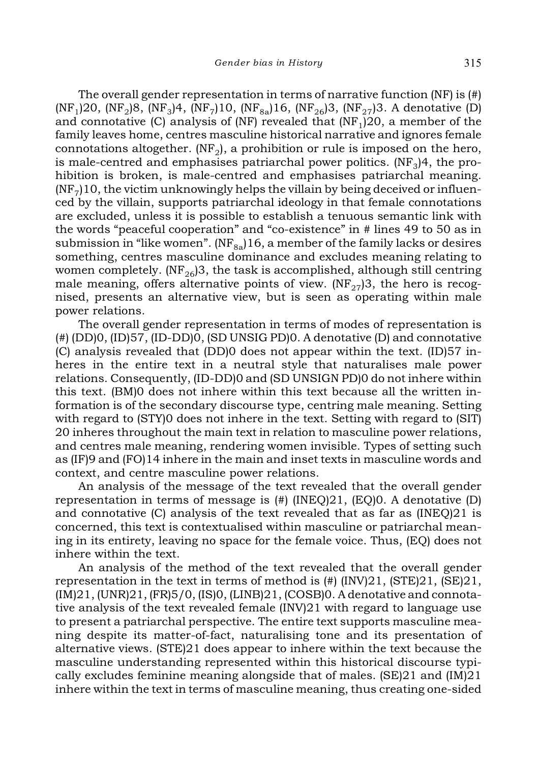The overall gender representation in terms of narrative function (NF) is (#) ($NF_1$)20, ($NF_2$)8, ($NF_3$)4, ($NF_7$)10, ($NF_{8a}$)16, ($NF_{26}$)3, ($NF_{27}$)3. A denotative (D) and connotative (C) analysis of (NF) revealed that ($NF_1$)20, a member of the family leaves home, centres masculine historical narrative and ignores female connotations altogether. ($NF_2$), a prohibition or rule is imposed on the hero, is male-centred and emphasises patriarchal power politics. ($NF_3$)4, the prohibition is broken, is male-centred and emphasises patriarchal meaning. ($NF_7$)10, the victim unknowingly helps the villain by being deceived or influenced by the villain, supports patriarchal ideology in that female connotations are excluded, unless it is possible to establish a tenuous semantic link with the words "peaceful cooperation" and "co-existence" in # lines 49 to 50 as in submission in "like women". ($NF_{8a}$)16, a member of the family lacks or desires something, centres masculine dominance and excludes meaning relating to women completely. ($NF_{26}$)3, the task is accomplished, although still centring male meaning, offers alternative points of view. ($NF_{27}$)3, the hero is recognised, presents an alternative view, but is seen as operating within male power relations.

The overall gender representation in terms of modes of representation is (#) (DD)0, (ID)57, (ID-DD)0, (SD UNSIG PD)0. A denotative (D) and connotative (C) analysis revealed that (DD)0 does not appear within the text. (ID)57 inheres in the entire text in a neutral style that naturalises male power relations. Consequently, (ID-DD)0 and (SD UNSIGN PD)0 do not inhere within this text. (BM)0 does not inhere within this text because all the written information is of the secondary discourse type, centring male meaning. Setting with regard to (STY)0 does not inhere in the text. Setting with regard to (SIT) 20 inheres throughout the main text in relation to masculine power relations, and centres male meaning, rendering women invisible. Types of setting such as (IF)9 and (FO)14 inhere in the main and inset texts in masculine words and context, and centre masculine power relations.

An analysis of the message of the text revealed that the overall gender representation in terms of message is (#) (INEQ)21, (EQ)0. A denotative (D) and connotative (C) analysis of the text revealed that as far as (INEQ)21 is concerned, this text is contextualised within masculine or patriarchal meaning in its entirety, leaving no space for the female voice. Thus, (EQ) does not inhere within the text.

An analysis of the method of the text revealed that the overall gender representation in the text in terms of method is (#) (INV)21, (STE)21, (SE)21, (IM)21, (UNR)21, (FR)5/0, (IS)0, (LINB)21, (COSB)0. A denotative and connotative analysis of the text revealed female (INV)21 with regard to language use to present a patriarchal perspective. The entire text supports masculine meaning despite its matter-of-fact, naturalising tone and its presentation of alternative views. (STE)21 does appear to inhere within the text because the masculine understanding represented within this historical discourse typically excludes feminine meaning alongside that of males. (SE)21 and (IM)21 inhere within the text in terms of masculine meaning, thus creating one-sided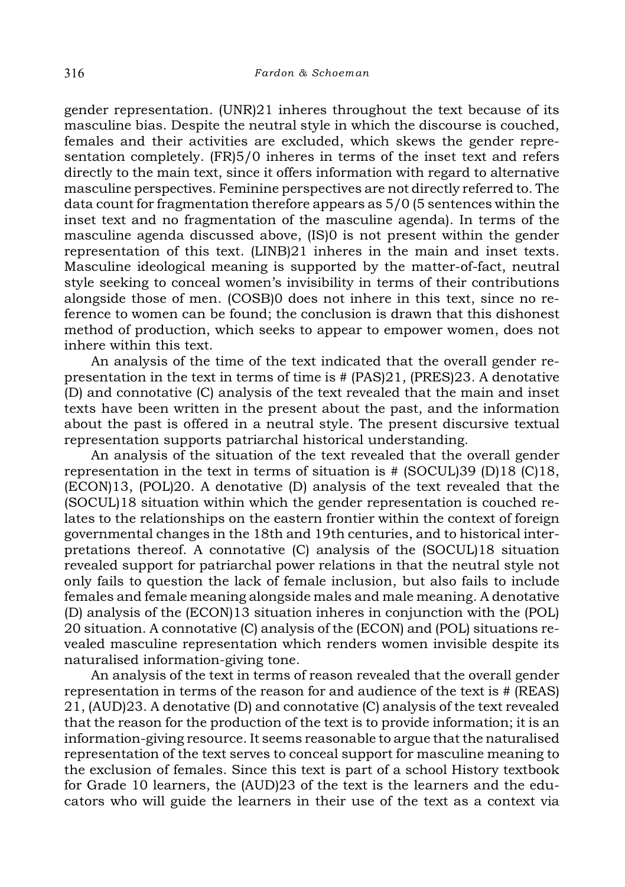gender representation. (UNR)21 inheres throughout the text because of its masculine bias. Despite the neutral style in which the discourse is couched, females and their activities are excluded, which skews the gender representation completely. (FR)5/0 inheres in terms of the inset text and refers directly to the main text, since it offers information with regard to alternative masculine perspectives. Feminine perspectives are not directly referred to. The data count for fragmentation therefore appears as 5/0 (5 sentences within the inset text and no fragmentation of the masculine agenda). In terms of the masculine agenda discussed above, (IS)0 is not present within the gender representation of this text. (LINB)21 inheres in the main and inset texts. Masculine ideological meaning is supported by the matter-of-fact, neutral style seeking to conceal women's invisibility in terms of their contributions alongside those of men. (COSB)0 does not inhere in this text, since no reference to women can be found; the conclusion is drawn that this dishonest method of production, which seeks to appear to empower women, does not inhere within this text.

An analysis of the time of the text indicated that the overall gender representation in the text in terms of time is # (PAS)21, (PRES)23. A denotative (D) and connotative (C) analysis of the text revealed that the main and inset texts have been written in the present about the past, and the information about the past is offered in a neutral style. The present discursive textual representation supports patriarchal historical understanding.

An analysis of the situation of the text revealed that the overall gender representation in the text in terms of situation is # (SOCUL)39 (D)18 (C)18, (ECON)13, (POL)20. A denotative (D) analysis of the text revealed that the (SOCUL)18 situation within which the gender representation is couched relates to the relationships on the eastern frontier within the context of foreign governmental changes in the 18th and 19th centuries, and to historical interpretations thereof. A connotative (C) analysis of the (SOCUL)18 situation revealed support for patriarchal power relations in that the neutral style not only fails to question the lack of female inclusion, but also fails to include females and female meaning alongside males and male meaning. A denotative (D) analysis of the (ECON)13 situation inheres in conjunction with the (POL) 20 situation. A connotative (C) analysis of the (ECON) and (POL) situations revealed masculine representation which renders women invisible despite its naturalised information-giving tone.

An analysis of the text in terms of reason revealed that the overall gender representation in terms of the reason for and audience of the text is # (REAS) 21, (AUD)23. A denotative (D) and connotative (C) analysis of the text revealed that the reason for the production of the text is to provide information; it is an information-giving resource. It seems reasonable to argue that the naturalised representation of the text serves to conceal support for masculine meaning to the exclusion of females. Since this text is part of a school History textbook for Grade 10 learners, the (AUD)23 of the text is the learners and the educators who will guide the learners in their use of the text as a context via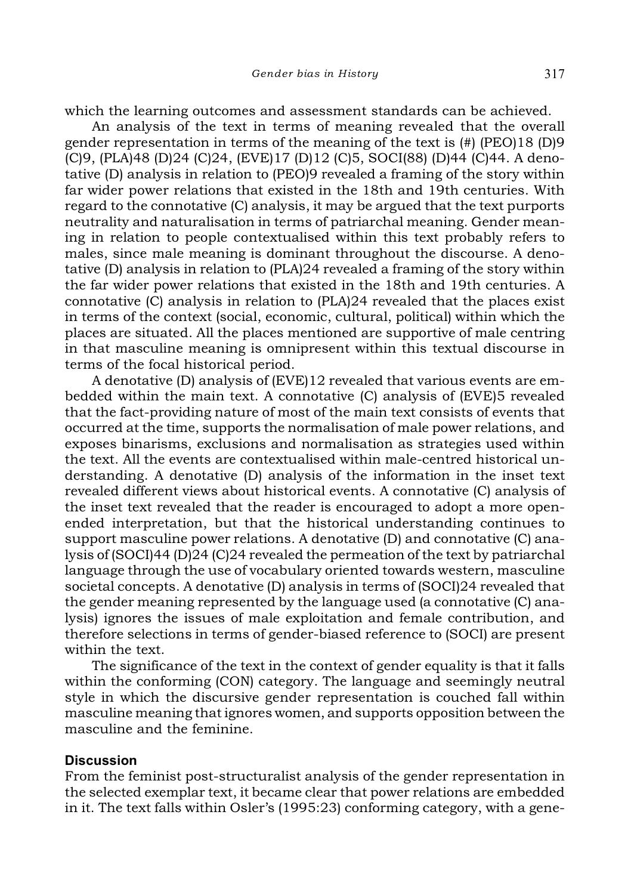which the learning outcomes and assessment standards can be achieved.

An analysis of the text in terms of meaning revealed that the overall gender representation in terms of the meaning of the text is (#) (PEO)18 (D)9 (C)9, (PLA)48 (D)24 (C)24, (EVE)17 (D)12 (C)5, SOCI(88) (D)44 (C)44. A denotative (D) analysis in relation to (PEO)9 revealed a framing of the story within far wider power relations that existed in the 18th and 19th centuries. With regard to the connotative (C) analysis, it may be argued that the text purports neutrality and naturalisation in terms of patriarchal meaning. Gender meaning in relation to people contextualised within this text probably refers to males, since male meaning is dominant throughout the discourse. A denotative (D) analysis in relation to (PLA)24 revealed a framing of the story within the far wider power relations that existed in the 18th and 19th centuries. A connotative (C) analysis in relation to (PLA)24 revealed that the places exist in terms of the context (social, economic, cultural, political) within which the places are situated. All the places mentioned are supportive of male centring in that masculine meaning is omnipresent within this textual discourse in terms of the focal historical period.

A denotative (D) analysis of (EVE)12 revealed that various events are embedded within the main text. A connotative (C) analysis of (EVE)5 revealed that the fact-providing nature of most of the main text consists of events that occurred at the time, supports the normalisation of male power relations, and exposes binarisms, exclusions and normalisation as strategies used within the text. All the events are contextualised within male-centred historical understanding. A denotative (D) analysis of the information in the inset text revealed different views about historical events. A connotative (C) analysis of the inset text revealed that the reader is encouraged to adopt a more open-ended interpretation, but that the historical understanding continues to support masculine power relations. A denotative (D) and connotative (C) analysis of (SOCI)44 (D)24 (C)24 revealed the permeation of the text by patriarchal language through the use of vocabulary oriented towards western, masculine societal concepts. A denotative (D) analysis in terms of (SOCI)24 revealed that the gender meaning represented by the language used (a connotative (C) analysis) ignores the issues of male exploitation and female contribution, and therefore selections in terms of gender-biased reference to (SOCI) are present within the text.

The significance of the text in the context of gender equality is that it falls within the conforming (CON) category. The language and seemingly neutral style in which the discursive gender representation is couched fall within masculine meaning that ignores women, and supports opposition between the masculine and the feminine.

## Discussion

From the feminist post-structuralist analysis of the gender representation in the selected exemplar text, it became clear that power relations are embedded in it. The text falls within Osler's (1995:23) conforming category, with a gene-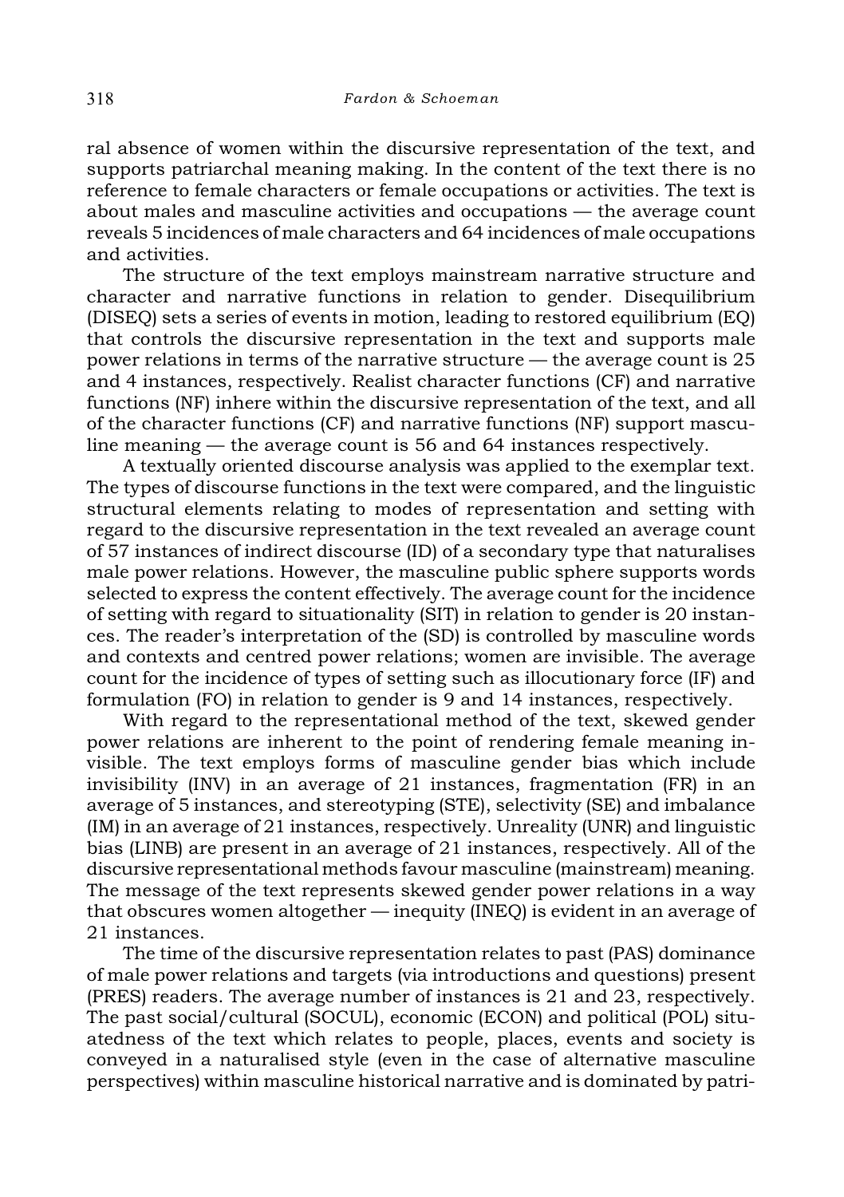ral absence of women within the discursive representation of the text, and supports patriarchal meaning making. In the content of the text there is no reference to female characters or female occupations or activities. The text is about males and masculine activities and occupations — the average count reveals 5 incidences of male characters and 64 incidences of male occupations and activities.

The structure of the text employs mainstream narrative structure and character and narrative functions in relation to gender. Disequilibrium (DISEQ) sets a series of events in motion, leading to restored equilibrium (EQ) that controls the discursive representation in the text and supports male power relations in terms of the narrative structure — the average count is 25 and 4 instances, respectively. Realist character functions (CF) and narrative functions (NF) inhere within the discursive representation of the text, and all of the character functions (CF) and narrative functions (NF) support masculine meaning — the average count is 56 and 64 instances respectively.

A textually oriented discourse analysis was applied to the exemplar text. The types of discourse functions in the text were compared, and the linguistic structural elements relating to modes of representation and setting with regard to the discursive representation in the text revealed an average count of 57 instances of indirect discourse (ID) of a secondary type that naturalises male power relations. However, the masculine public sphere supports words selected to express the content effectively. The average count for the incidence of setting with regard to situationality (SIT) in relation to gender is 20 instances. The reader's interpretation of the (SD) is controlled by masculine words and contexts and centred power relations; women are invisible. The average count for the incidence of types of setting such as illocutionary force (IF) and formulation (FO) in relation to gender is 9 and 14 instances, respectively.

With regard to the representational method of the text, skewed gender power relations are inherent to the point of rendering female meaning invisible. The text employs forms of masculine gender bias which include invisibility (INV) in an average of 21 instances, fragmentation (FR) in an average of 5 instances, and stereotyping (STE), selectivity (SE) and imbalance (IM) in an average of 21 instances, respectively. Unreality (UNR) and linguistic bias (LINB) are present in an average of 21 instances, respectively. All of the discursive representational methods favour masculine (mainstream) meaning. The message of the text represents skewed gender power relations in a way that obscures women altogether — inequity (INEQ) is evident in an average of 21 instances.

The time of the discursive representation relates to past (PAS) dominance of male power relations and targets (via introductions and questions) present (PRES) readers. The average number of instances is 21 and 23, respectively. The past social/cultural (SOCUL), economic (ECON) and political (POL) situatedness of the text which relates to people, places, events and society is conveyed in a naturalised style (even in the case of alternative masculine perspectives) within masculine historical narrative and is dominated by patri-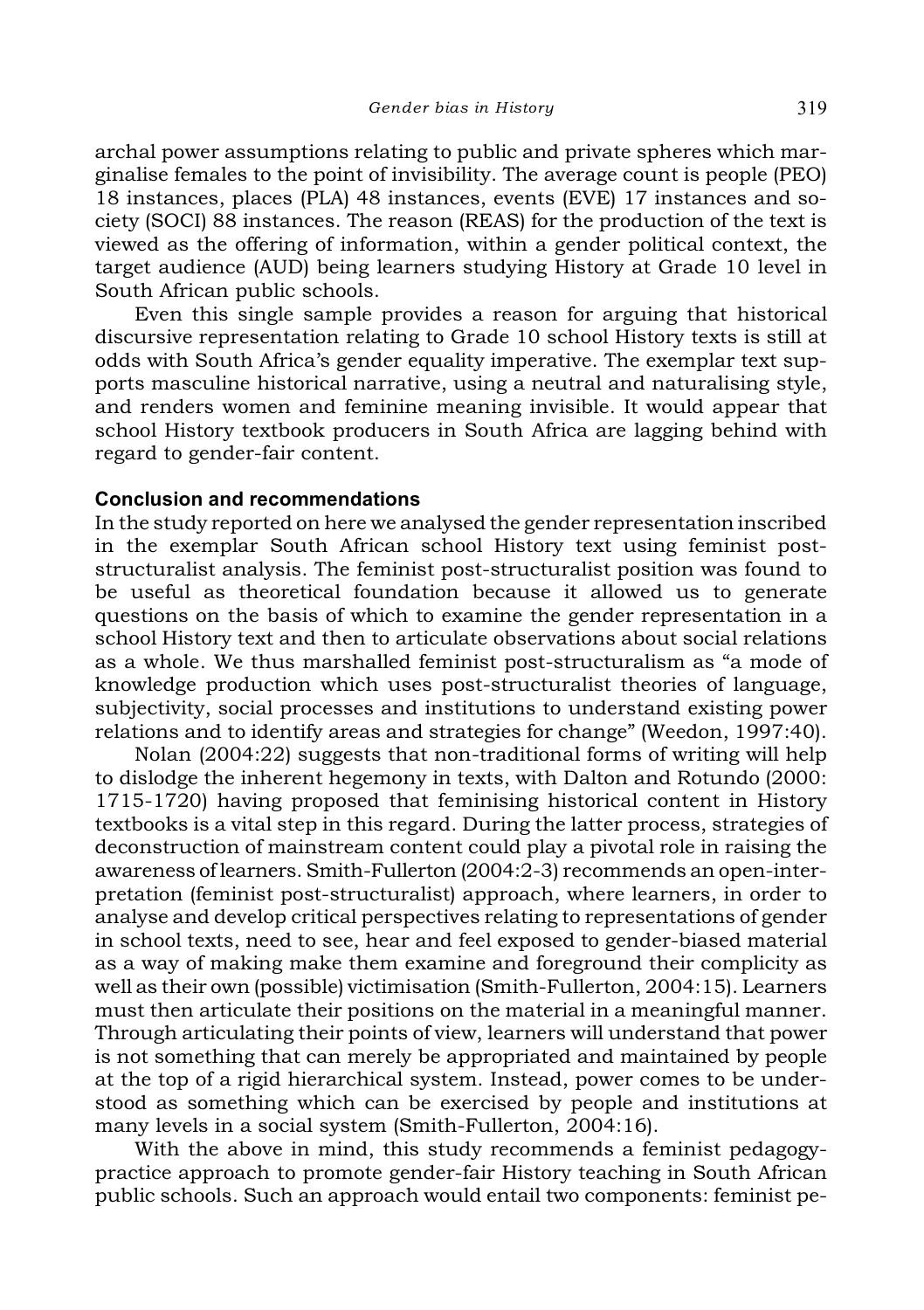archal power assumptions relating to public and private spheres which marginalise females to the point of invisibility. The average count is people (PEO) 18 instances, places (PLA) 48 instances, events (EVE) 17 instances and society (SOCI) 88 instances. The reason (REAS) for the production of the text is viewed as the offering of information, within a gender political context, the target audience (AUD) being learners studying History at Grade 10 level in South African public schools.

Even this single sample provides a reason for arguing that historical discursive representation relating to Grade 10 school History texts is still at odds with South Africa's gender equality imperative. The exemplar text supports masculine historical narrative, using a neutral and naturalising style, and renders women and feminine meaning invisible. It would appear that school History textbook producers in South Africa are lagging behind with regard to gender-fair content.

## Conclusion and recommendations

In the study reported on here we analysed the gender representation inscribed in the exemplar South African school History text using feminist post-structuralist analysis. The feminist post-structuralist position was found to be useful as theoretical foundation because it allowed us to generate questions on the basis of which to examine the gender representation in a school History text and then to articulate observations about social relations as a whole. We thus marshalled feminist post-structuralism as "a mode of knowledge production which uses post-structuralist theories of language, subjectivity, social processes and institutions to understand existing power relations and to identify areas and strategies for change" (Weedon, 1997:40).

Nolan (2004:22) suggests that non-traditional forms of writing will help to dislodge the inherent hegemony in texts, with Dalton and Rotundo (2000: 1715-1720) having proposed that feminising historical content in History textbooks is a vital step in this regard. During the latter process, strategies of deconstruction of mainstream content could play a pivotal role in raising the awareness of learners. Smith-Fullerton (2004:2-3) recommends an open-interpretation (feminist post-structuralist) approach, where learners, in order to analyse and develop critical perspectives relating to representations of gender in school texts, need to see, hear and feel exposed to gender-biased material as a way of making make them examine and foreground their complicity as well as their own (possible) victimisation (Smith-Fullerton, 2004:15). Learners must then articulate their positions on the material in a meaningful manner. Through articulating their points of view, learners will understand that power is not something that can merely be appropriated and maintained by people at the top of a rigid hierarchical system. Instead, power comes to be understood as something which can be exercised by people and institutions at many levels in a social system (Smith-Fullerton, 2004:16).

With the above in mind, this study recommends a feminist pedagogy-practice approach to promote gender-fair History teaching in South African public schools. Such an approach would entail two components: feminist pe-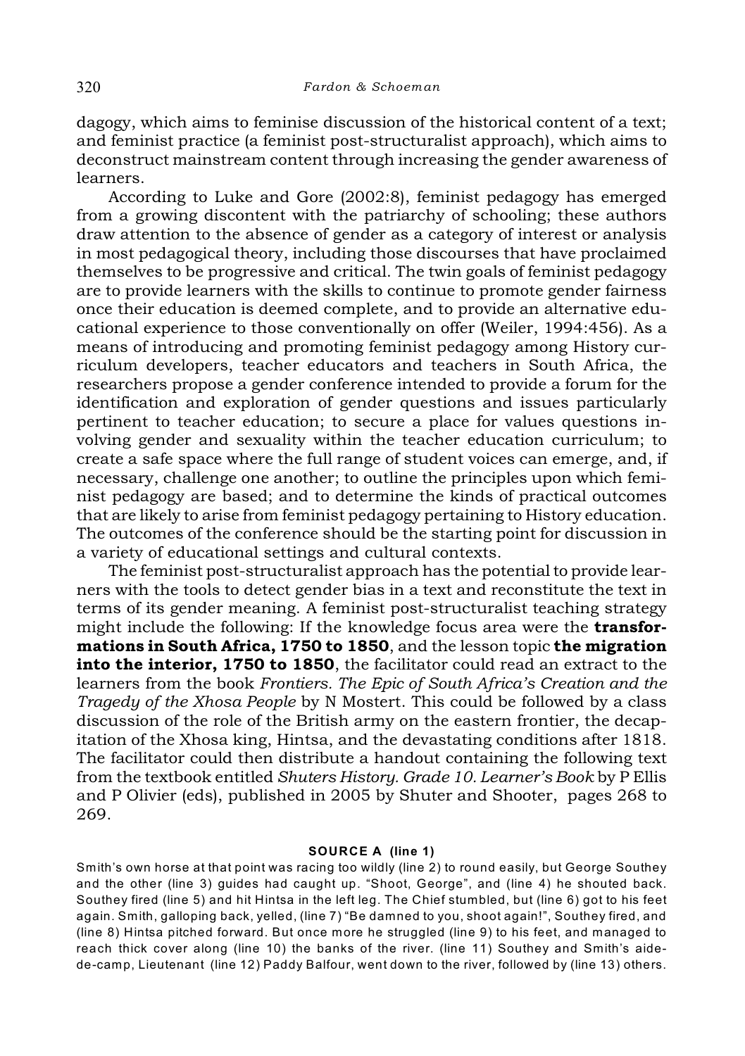dagogy, which aims to feminise discussion of the historical content of a text; and feminist practice (a feminist post-structuralist approach), which aims to deconstruct mainstream content through increasing the gender awareness of learners.

According to Luke and Gore (2002:8), feminist pedagogy has emerged from a growing discontent with the patriarchy of schooling; these authors draw attention to the absence of gender as a category of interest or analysis in most pedagogical theory, including those discourses that have proclaimed themselves to be progressive and critical. The twin goals of feminist pedagogy are to provide learners with the skills to continue to promote gender fairness once their education is deemed complete, and to provide an alternative educational experience to those conventionally on offer (Weiler, 1994:456). As a means of introducing and promoting feminist pedagogy among History curriculum developers, teacher educators and teachers in South Africa, the researchers propose a gender conference intended to provide a forum for the identification and exploration of gender questions and issues particularly pertinent to teacher education; to secure a place for values questions involving gender and sexuality within the teacher education curriculum; to create a safe space where the full range of student voices can emerge, and, if necessary, challenge one another; to outline the principles upon which feminist pedagogy are based; and to determine the kinds of practical outcomes that are likely to arise from feminist pedagogy pertaining to History education. The outcomes of the conference should be the starting point for discussion in a variety of educational settings and cultural contexts.

The feminist post-structuralist approach has the potential to provide learners with the tools to detect gender bias in a text and reconstitute the text in terms of its gender meaning. A feminist post-structuralist teaching strategy might include the following: If the knowledge focus area were the **transformations in South Africa, 1750 to 1850**, and the lesson topic **the migration into the interior, 1750 to 1850**, the facilitator could read an extract to the learners from the book *Frontiers. The Epic of South Africa's Creation and the Tragedy of the Xhosa People* by N Mostert. This could be followed by a class discussion of the role of the British army on the eastern frontier, the decapitation of the Xhosa king, Hintsa, and the devastating conditions after 1818. The facilitator could then distribute a handout containing the following text from the textbook entitled *Shuters History. Grade 10. Learner's Book* by P Ellis and P Olivier (eds), published in 2005 by Shuter and Shooter, pages 268 to 269.

**SOURCE A (line 1)**

Smith's own horse at that point was racing too wildly (line 2) to round easily, but George Southey and the other (line 3) guides had caught up. "Shoot, George", and (line 4) he shouted back. Southey fired (line 5) and hit Hintsa in the left leg. The Chief stumbled, but (line 6) got to his feet again. Smith, galloping back, yelled, (line 7) "Be damned to you, shoot again!", Southey fired, and (line 8) Hintsa pitched forward. But once more he struggled (line 9) to his feet, and managed to reach thick cover along (line 10) the banks of the river. (line 11) Southey and Smith's aide-de-camp, Lieutenant (line 12) Paddy Balfour, went down to the river, followed by (line 13) others.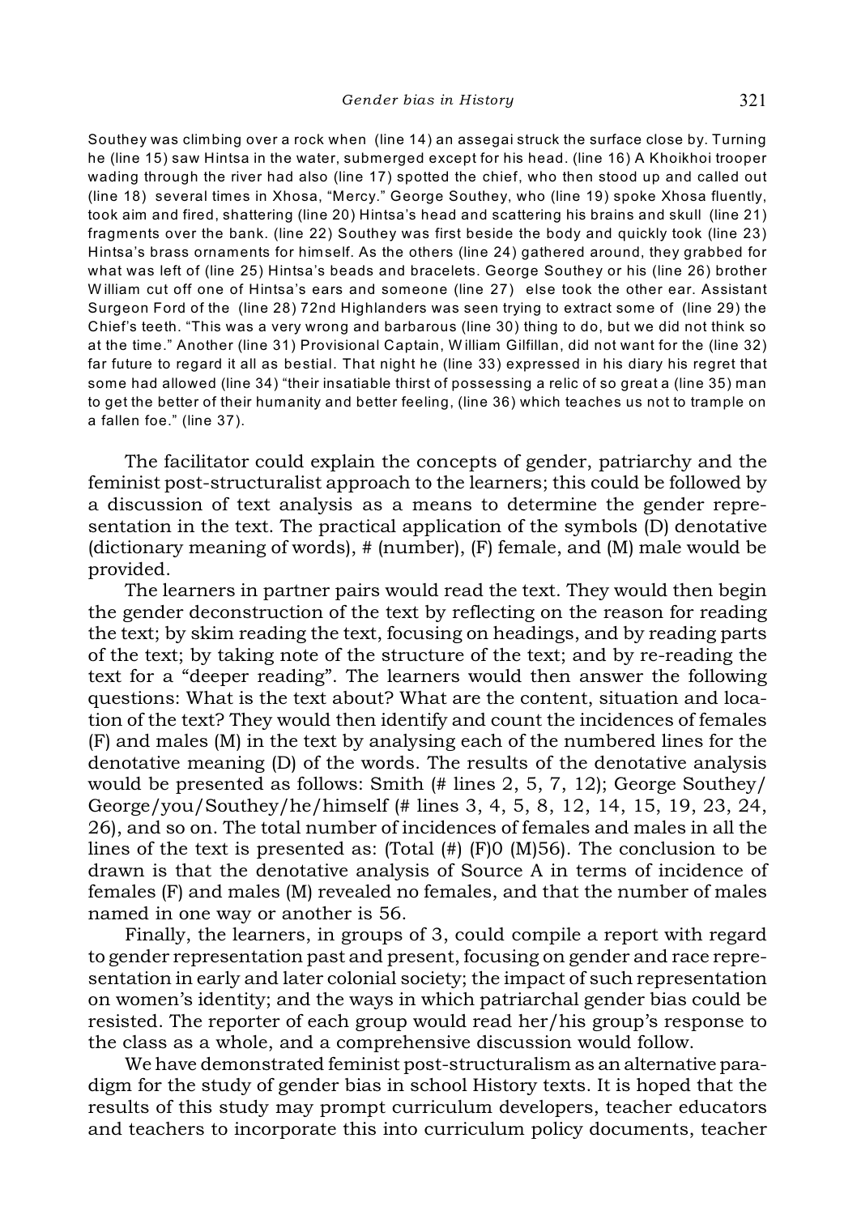Southey was climbing over a rock when (line 14) an assegai struck the surface close by. Turning he (line 15) saw Hintsa in the water, submerged except for his head. (line 16) A Khoikhoi trooper wading through the river had also (line 17) spotted the chief, who then stood up and called out (line 18) several times in Xhosa, "Mercy." George Southey, who (line 19) spoke Xhosa fluently, took aim and fired, shattering (line 20) Hintsa's head and scattering his brains and skull (line 21) fragments over the bank. (line 22) Southey was first beside the body and quickly took (line 23) Hintsa's brass ornaments for himself. As the others (line 24) gathered around, they grabbed for what was left of (line 25) Hintsa's beads and bracelets. George Southey or his (line 26) brother William cut off one of Hintsa's ears and someone (line 27) else took the other ear. Assistant Surgeon Ford of the (line 28) 72nd Highlanders was seen trying to extract some of (line 29) the Chief's teeth. "This was a very wrong and barbarous (line 30) thing to do, but we did not think so at the time." Another (line 31) Provisional Captain, William Gilfillan, did not want for the (line 32) far future to regard it all as bestial. That night he (line 33) expressed in his diary his regret that some had allowed (line 34) "their insatiable thirst of possessing a relic of so great a (line 35) man to get the better of their humanity and better feeling, (line 36) which teaches us not to trample on a fallen foe." (line 37).

The facilitator could explain the concepts of gender, patriarchy and the feminist post-structuralist approach to the learners; this could be followed by a discussion of text analysis as a means to determine the gender representation in the text. The practical application of the symbols (D) denotative (dictionary meaning of words), # (number), (F) female, and (M) male would be provided.

The learners in partner pairs would read the text. They would then begin the gender deconstruction of the text by reflecting on the reason for reading the text; by skim reading the text, focusing on headings, and by reading parts of the text; by taking note of the structure of the text; and by re-reading the text for a "deeper reading". The learners would then answer the following questions: What is the text about? What are the content, situation and location of the text? They would then identify and count the incidences of females (F) and males (M) in the text by analysing each of the numbered lines for the denotative meaning (D) of the words. The results of the denotative analysis would be presented as follows: Smith (# lines 2, 5, 7, 12); George Southey/George/you/Southey/he/himself (# lines 3, 4, 5, 8, 12, 14, 15, 19, 23, 24, 26), and so on. The total number of incidences of females and males in all the lines of the text is presented as: (Total (#) (F)0 (M)56). The conclusion to be drawn is that the denotative analysis of Source A in terms of incidence of females (F) and males (M) revealed no females, and that the number of males named in one way or another is 56.

Finally, the learners, in groups of 3, could compile a report with regard to gender representation past and present, focusing on gender and race representation in early and later colonial society; the impact of such representation on women's identity; and the ways in which patriarchal gender bias could be resisted. The reporter of each group would read her/his group's response to the class as a whole, and a comprehensive discussion would follow.

We have demonstrated feminist post-structuralism as an alternative paradigm for the study of gender bias in school History texts. It is hoped that the results of this study may prompt curriculum developers, teacher educators and teachers to incorporate this into curriculum policy documents, teacher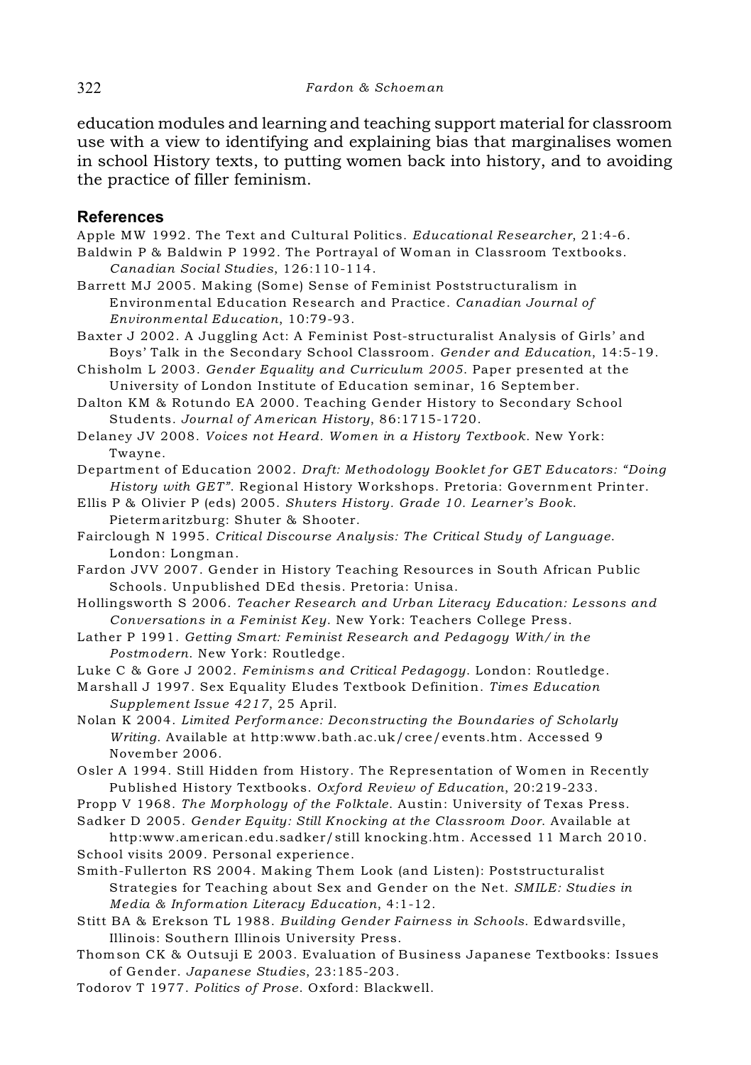education modules and learning and teaching support material for classroom use with a view to identifying and explaining bias that marginalises women in school History texts, to putting women back into history, and to avoiding the practice of filler feminism.

## References

Apple MW 1992. The Text and Cultural Politics. *Educational Researcher*, 21:4-6.

Baldwin P & Baldwin P 1992. The Portrayal of Woman in Classroom Textbooks. *Canadian Social Studies*, 126:110-114.

Barrett MJ 2005. Making (Some) Sense of Feminist Poststructuralism in Environmental Education Research and Practice. *Canadian Journal of Environmental Education*, 10:79-93.

Baxter J 2002. A Juggling Act: A Feminist Post-structuralist Analysis of Girls' and Boys' Talk in the Secondary School Classroom. *Gender and Education*, 14:5-19.

Chisholm L 2003. *Gender Equality and Curriculum 2005*. Paper presented at the University of London Institute of Education seminar, 16 September.

Dalton KM & Rotundo EA 2000. Teaching Gender History to Secondary School Students. *Journal of American History*, 86:1715-1720.

Delaney JV 2008. *Voices not Heard. Women in a History Textbook*. New York: Twayne.

Department of Education 2002. *Draft: Methodology Booklet for GET Educators: "Doing History with GET"*. Regional History Workshops. Pretoria: Government Printer.

Ellis P & Olivier P (eds) 2005. *Shuters History. Grade 10. Learner's Book*. Pietermaritzburg: Shuter & Shooter.

Fairclough N 1995. *Critical Discourse Analysis: The Critical Study of Language*. London: Longman.

Fardon JVV 2007. Gender in History Teaching Resources in South African Public Schools. Unpublished DEd thesis. Pretoria: Unisa.

Hollingsworth S 2006. *Teacher Research and Urban Literacy Education: Lessons and Conversations in a Feminist Key*. New York: Teachers College Press.

Lather P 1991. *Getting Smart: Feminist Research and Pedagogy With/in the Postmodern*. New York: Routledge.

Luke C & Gore J 2002. *Feminisms and Critical Pedagogy*. London: Routledge.

Marshall J 1997. Sex Equality Eludes Textbook Definition. *Times Education Supplement Issue 4217*, 25 April.

Nolan K 2004. *Limited Performance: Deconstructing the Boundaries of Scholarly Writing*. Available at http:www.bath.ac.uk/cree/events.htm. Accessed 9 November 2006.

Osler A 1994. Still Hidden from History. The Representation of Women in Recently Published History Textbooks. *Oxford Review of Education*, 20:219-233.

Propp V 1968. *The Morphology of the Folktale*. Austin: University of Texas Press.

Sadker D 2005. *Gender Equity: Still Knocking at the Classroom Door*. Available at http:www.american.edu.sadker/still knocking.htm. Accessed 11 March 2010.

School visits 2009. Personal experience.

Smith-Fullerton RS 2004. Making Them Look (and Listen): Poststructuralist Strategies for Teaching about Sex and Gender on the Net. *SMILE: Studies in Media & Information Literacy Education*, 4:1-12.

Stitt BA & Erekson TL 1988. *Building Gender Fairness in Schools*. Edwardsville, Illinois: Southern Illinois University Press.

Thomson CK & Outsuji E 2003. Evaluation of Business Japanese Textbooks: Issues of Gender. *Japanese Studies*, 23:185-203.

Todorov T 1977. *Politics of Prose*. Oxford: Blackwell.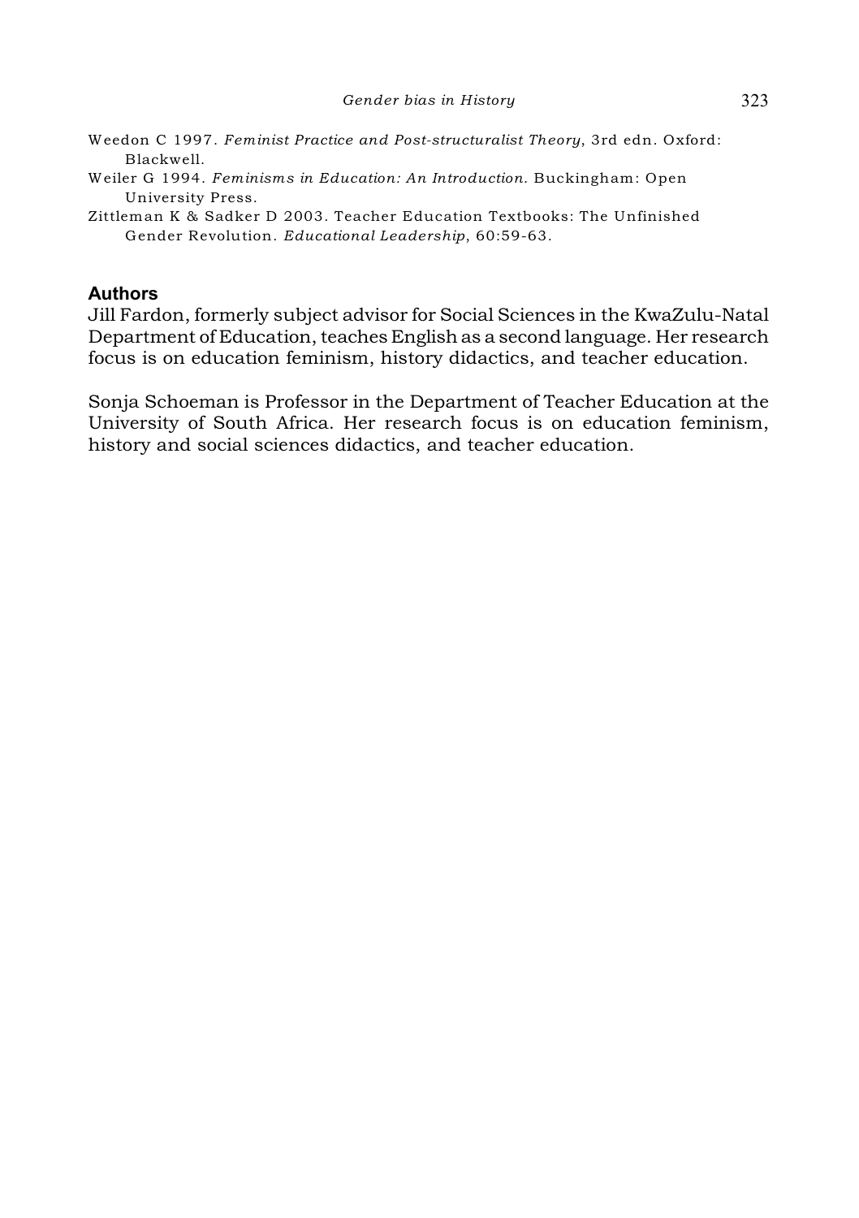Weedon C 1997. *Feminist Practice and Post-structuralist Theory*, 3rd edn. Oxford: Blackwell.

Weiler G 1994. *Feminisms in Education: An Introduction*. Buckingham: Open University Press.

Zittleman K & Sadker D 2003. Teacher Education Textbooks: The Unfinished Gender Revolution. *Educational Leadership*, 60:59-63.

## Authors

Jill Fardon, formerly subject advisor for Social Sciences in the KwaZulu-Natal Department of Education, teaches English as a second language. Her research focus is on education feminism, history didactics, and teacher education.

Sonja Schoeman is Professor in the Department of Teacher Education at the University of South Africa. Her research focus is on education feminism, history and social sciences didactics, and teacher education.